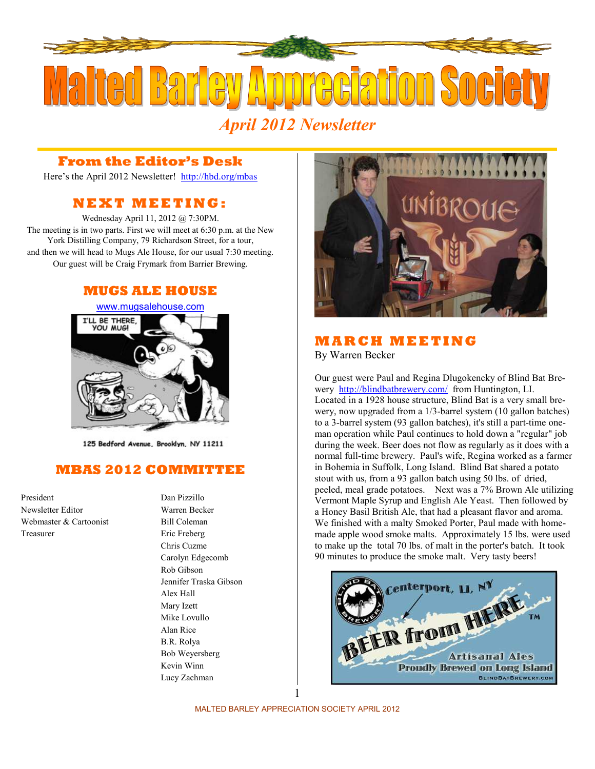# Malted Barley Appreciation Society

*April 2012 Newsletter*

## From the Editor's Desk

Here's the April 2012 Newsletter! http://hbd.org/mbas

## NEXT MEETING:

Wednesday April 11, 2012 @ 7:30PM.
The meeting is in two parts. First we will meet at 6:30 p.m. at the New York Distilling Company, 79 Richardson Street, for a tour, and then we will head to Mugs Ale House, for our usual 7:30 meeting. Our guest will be Craig Frymark from Barrier Brewing.

## MUGS ALE HOUSE

www.mugsalehouse.com

125 Bedford Avenue, Brooklyn, NY 11211

## MBAS 2012 COMMITTEE

| | |
|---|---|
| President | Dan Pizzillo |
| Newsletter Editor | Warren Becker |
| Webmaster & Cartoonist | Bill Coleman |
| Treasurer | Eric Freberg |
| | Chris Cuzme |
| | Carolyn Edgecomb |
| | Rob Gibson |
| | Jennifer Traska Gibson |
| | Alex Hall |
| | Mary Izett |
| | Mike Lovullo |
| | Alan Rice |
| | B.R. Rolya |
| | Bob Weyersberg |
| | Kevin Winn |
| | Lucy Zachman |

## MARCH MEETING

By Warren Becker

Our guest were Paul and Regina Dlugokencky of Blind Bat Brewery http://blindbatbrewery.com/ from Huntington, LI. Located in a 1928 house structure, Blind Bat is a very small brewery, now upgraded from a 1/3-barrel system (10 gallon batches) to a 3-barrel system (93 gallon batches), it's still a part-time one-man operation while Paul continues to hold down a "regular" job during the week. Beer does not flow as regularly as it does with a normal full-time brewery. Paul's wife, Regina worked as a farmer in Bohemia in Suffolk, Long Island. Blind Bat shared a potato stout with us, from a 93 gallon batch using 50 lbs. of dried, peeled, meal grade potatoes. Next was a 7% Brown Ale utilizing Vermont Maple Syrup and English Ale Yeast. Then followed by a Honey Basil British Ale, that had a pleasant flavor and aroma. We finished with a malty Smoked Porter, Paul made with homemade apple wood smoke malts. Approximately 15 lbs. were used to make up the total 70 lbs. of malt in the porter's batch. It took 90 minutes to produce the smoke malt. Very tasty beers!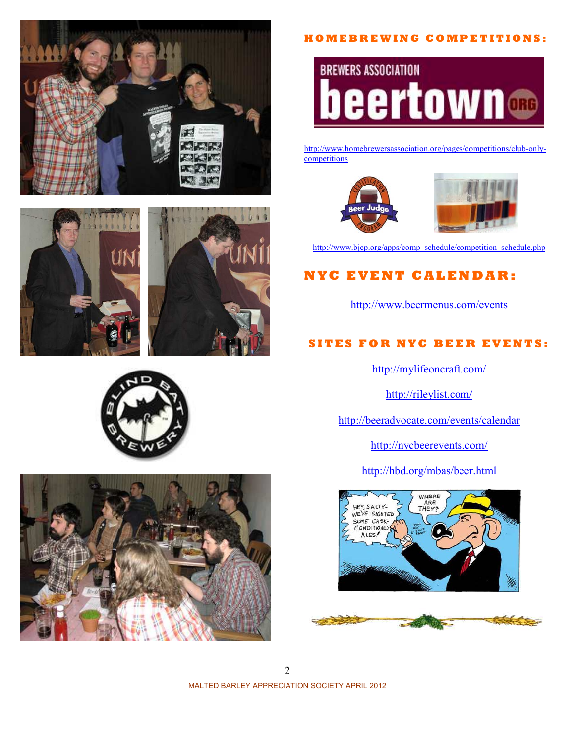## HOMEBREWING COMPETITIONS:

http://www.homebrewersassociation.org/pages/competitions/club-only-competitions

http://www.bjcp.org/apps/comp_schedule/competition_schedule.php

## NYC EVENT CALENDAR:

http://www.beermenus.com/events

## SITES FOR NYC BEER EVENTS:

http://mylifeoncraft.com/

http://rileylist.com/

http://beeradvocate.com/events/calendar

http://nycbeerevents.com/

http://hbd.org/mbas/beer.html